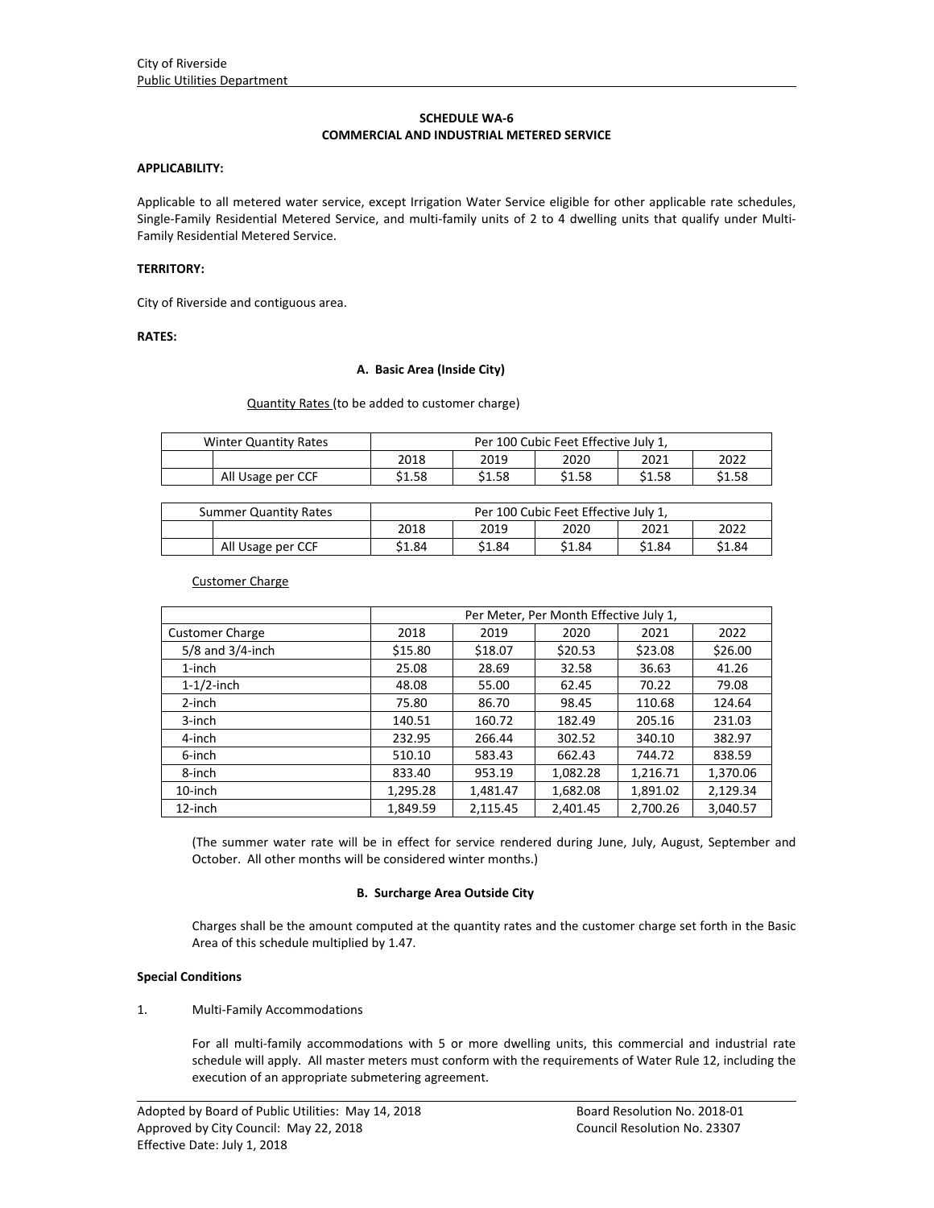City of Riverside
Public Utilities Department

**SCHEDULE WA-6**
**COMMERCIAL AND INDUSTRIAL METERED SERVICE**

**APPLICABILITY:**

Applicable to all metered water service, except Irrigation Water Service eligible for other applicable rate schedules, Single-Family Residential Metered Service, and multi-family units of 2 to 4 dwelling units that qualify under Multi-Family Residential Metered Service.

**TERRITORY:**

City of Riverside and contiguous area.

**RATES:**

**A. Basic Area (Inside City)**

Quantity Rates (to be added to customer charge)

| Winter Quantity Rates | | Per 100 Cubic Feet Effective July 1, | | | | |
|---|---|---|---|---|---|---|
| | | 2018 | 2019 | 2020 | 2021 | 2022 |
| | All Usage per CCF | $1.58 | $1.58 | $1.58 | $1.58 | $1.58 |

| Summer Quantity Rates | | Per 100 Cubic Feet Effective July 1, | | | | |
|---|---|---|---|---|---|---|
| | | 2018 | 2019 | 2020 | 2021 | 2022 |
| | All Usage per CCF | $1.84 | $1.84 | $1.84 | $1.84 | $1.84 |

Customer Charge

| | Per Meter, Per Month Effective July 1, | | | | |
|---|---|---|---|---|---|
| Customer Charge | 2018 | 2019 | 2020 | 2021 | 2022 |
| 5/8 and 3/4-inch | $15.80 | $18.07 | $20.53 | $23.08 | $26.00 |
| 1-inch | 25.08 | 28.69 | 32.58 | 36.63 | 41.26 |
| 1-1/2-inch | 48.08 | 55.00 | 62.45 | 70.22 | 79.08 |
| 2-inch | 75.80 | 86.70 | 98.45 | 110.68 | 124.64 |
| 3-inch | 140.51 | 160.72 | 182.49 | 205.16 | 231.03 |
| 4-inch | 232.95 | 266.44 | 302.52 | 340.10 | 382.97 |
| 6-inch | 510.10 | 583.43 | 662.43 | 744.72 | 838.59 |
| 8-inch | 833.40 | 953.19 | 1,082.28 | 1,216.71 | 1,370.06 |
| 10-inch | 1,295.28 | 1,481.47 | 1,682.08 | 1,891.02 | 2,129.34 |
| 12-inch | 1,849.59 | 2,115.45 | 2,401.45 | 2,700.26 | 3,040.57 |

(The summer water rate will be in effect for service rendered during June, July, August, September and October. All other months will be considered winter months.)

**B. Surcharge Area Outside City**

Charges shall be the amount computed at the quantity rates and the customer charge set forth in the Basic Area of this schedule multiplied by 1.47.

**Special Conditions**

1. Multi-Family Accommodations

For all multi-family accommodations with 5 or more dwelling units, this commercial and industrial rate schedule will apply. All master meters must conform with the requirements of Water Rule 12, including the execution of an appropriate submetering agreement.

Adopted by Board of Public Utilities: May 14, 2018 | Board Resolution No. 2018-01
Approved by City Council: May 22, 2018 | Council Resolution No. 23307
Effective Date: July 1, 2018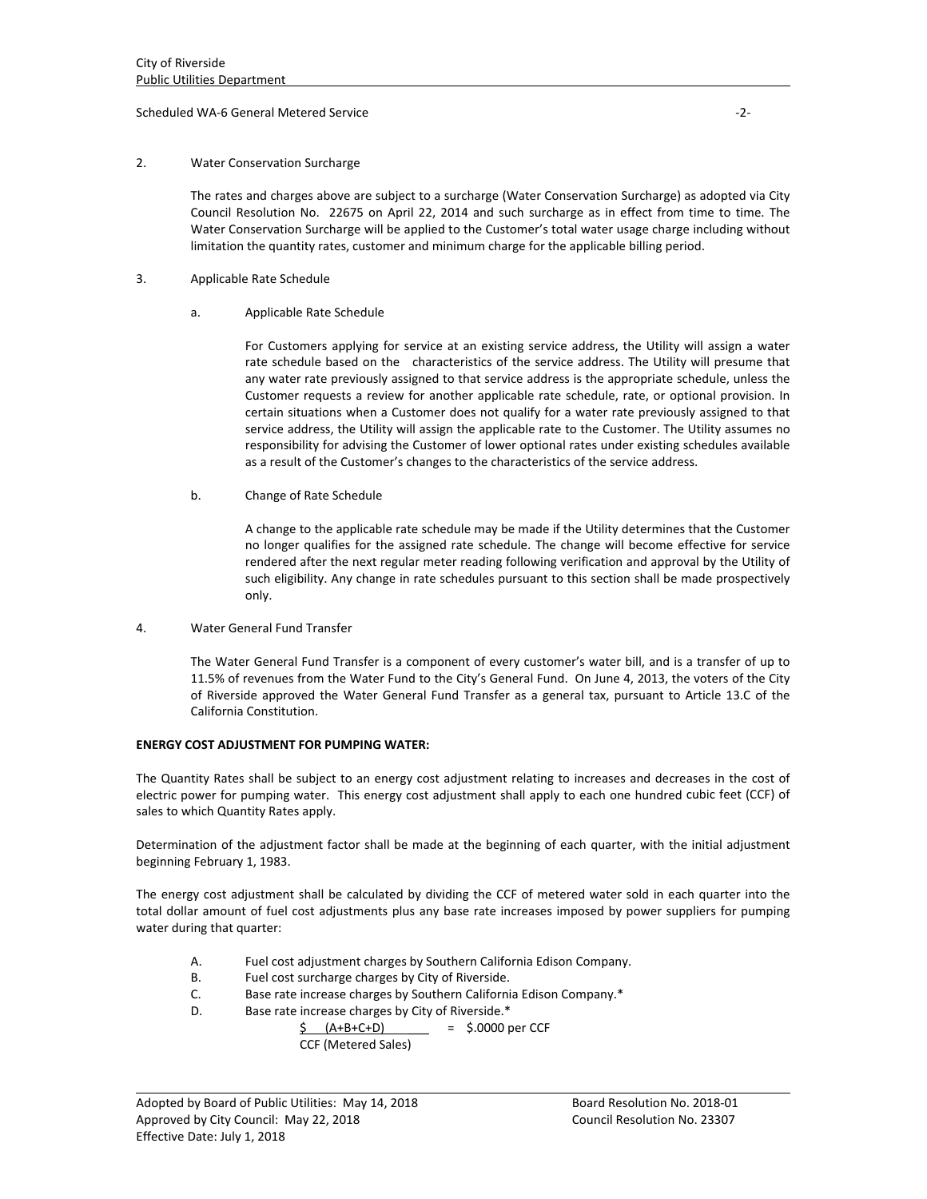2. Water Conservation Surcharge

The rates and charges above are subject to a surcharge (Water Conservation Surcharge) as adopted via City Council Resolution No. 22675 on April 22, 2014 and such surcharge as in effect from time to time. The Water Conservation Surcharge will be applied to the Customer's total water usage charge including without limitation the quantity rates, customer and minimum charge for the applicable billing period.

3. Applicable Rate Schedule

   a. Applicable Rate Schedule

   For Customers applying for service at an existing service address, the Utility will assign a water rate schedule based on the characteristics of the service address. The Utility will presume that any water rate previously assigned to that service address is the appropriate schedule, unless the Customer requests a review for another applicable rate schedule, rate, or optional provision. In certain situations when a Customer does not qualify for a water rate previously assigned to that service address, the Utility will assign the applicable rate to the Customer. The Utility assumes no responsibility for advising the Customer of lower optional rates under existing schedules available as a result of the Customer's changes to the characteristics of the service address.

   b. Change of Rate Schedule

   A change to the applicable rate schedule may be made if the Utility determines that the Customer no longer qualifies for the assigned rate schedule. The change will become effective for service rendered after the next regular meter reading following verification and approval by the Utility of such eligibility. Any change in rate schedules pursuant to this section shall be made prospectively only.

4. Water General Fund Transfer

The Water General Fund Transfer is a component of every customer's water bill, and is a transfer of up to 11.5% of revenues from the Water Fund to the City's General Fund. On June 4, 2013, the voters of the City of Riverside approved the Water General Fund Transfer as a general tax, pursuant to Article 13.C of the California Constitution.

**ENERGY COST ADJUSTMENT FOR PUMPING WATER:**

The Quantity Rates shall be subject to an energy cost adjustment relating to increases and decreases in the cost of electric power for pumping water. This energy cost adjustment shall apply to each one hundred cubic feet (CCF) of sales to which Quantity Rates apply.

Determination of the adjustment factor shall be made at the beginning of each quarter, with the initial adjustment beginning February 1, 1983.

The energy cost adjustment shall be calculated by dividing the CCF of metered water sold in each quarter into the total dollar amount of fuel cost adjustments plus any base rate increases imposed by power suppliers for pumping water during that quarter:

A. Fuel cost adjustment charges by Southern California Edison Company.
B. Fuel cost surcharge charges by City of Riverside.
C. Base rate increase charges by Southern California Edison Company.*
D. Base rate increase charges by City of Riverside.*

$$\frac{\$\ (A+B+C+D)}{\text{CCF (Metered Sales)}} = \$.0000 \text{ per CCF}$$

Adopted by Board of Public Utilities: May 14, 2018 | Board Resolution No. 2018-01
Approved by City Council: May 22, 2018 | Council Resolution No. 23307
Effective Date: July 1, 2018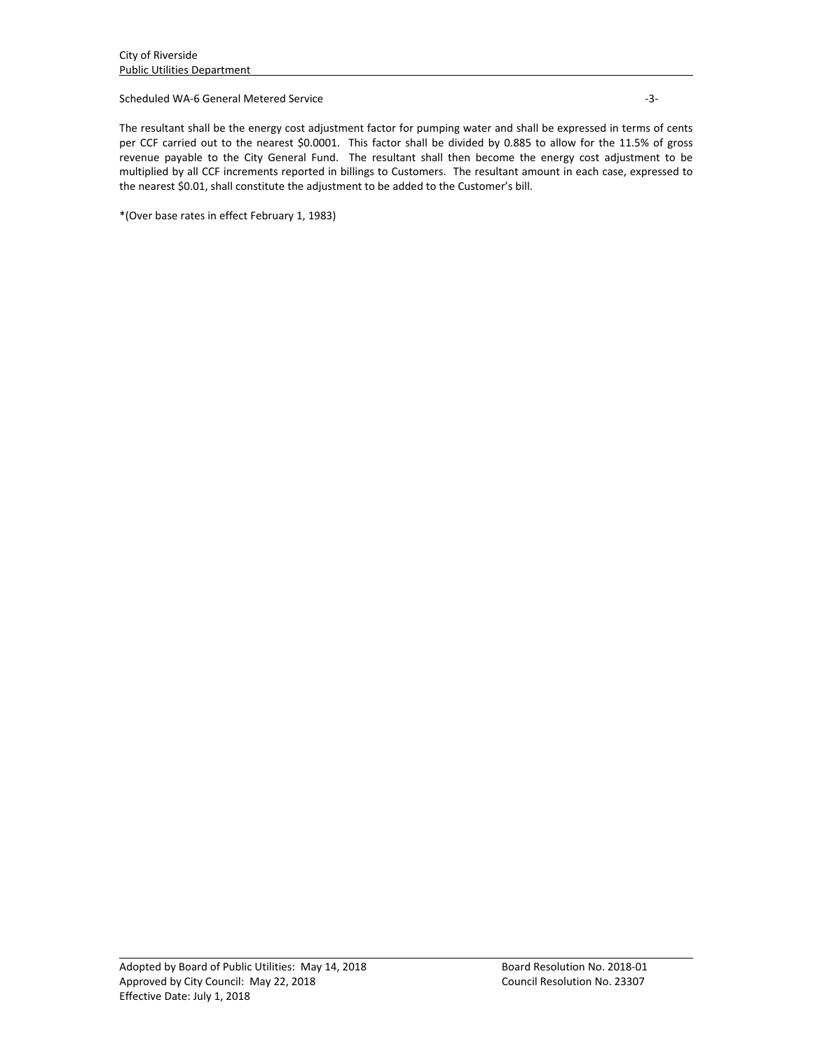The resultant shall be the energy cost adjustment factor for pumping water and shall be expressed in terms of cents per CCF carried out to the nearest $0.0001. This factor shall be divided by 0.885 to allow for the 11.5% of gross revenue payable to the City General Fund. The resultant shall then become the energy cost adjustment to be multiplied by all CCF increments reported in billings to Customers. The resultant amount in each case, expressed to the nearest $0.01, shall constitute the adjustment to be added to the Customer's bill.

*(Over base rates in effect February 1, 1983)